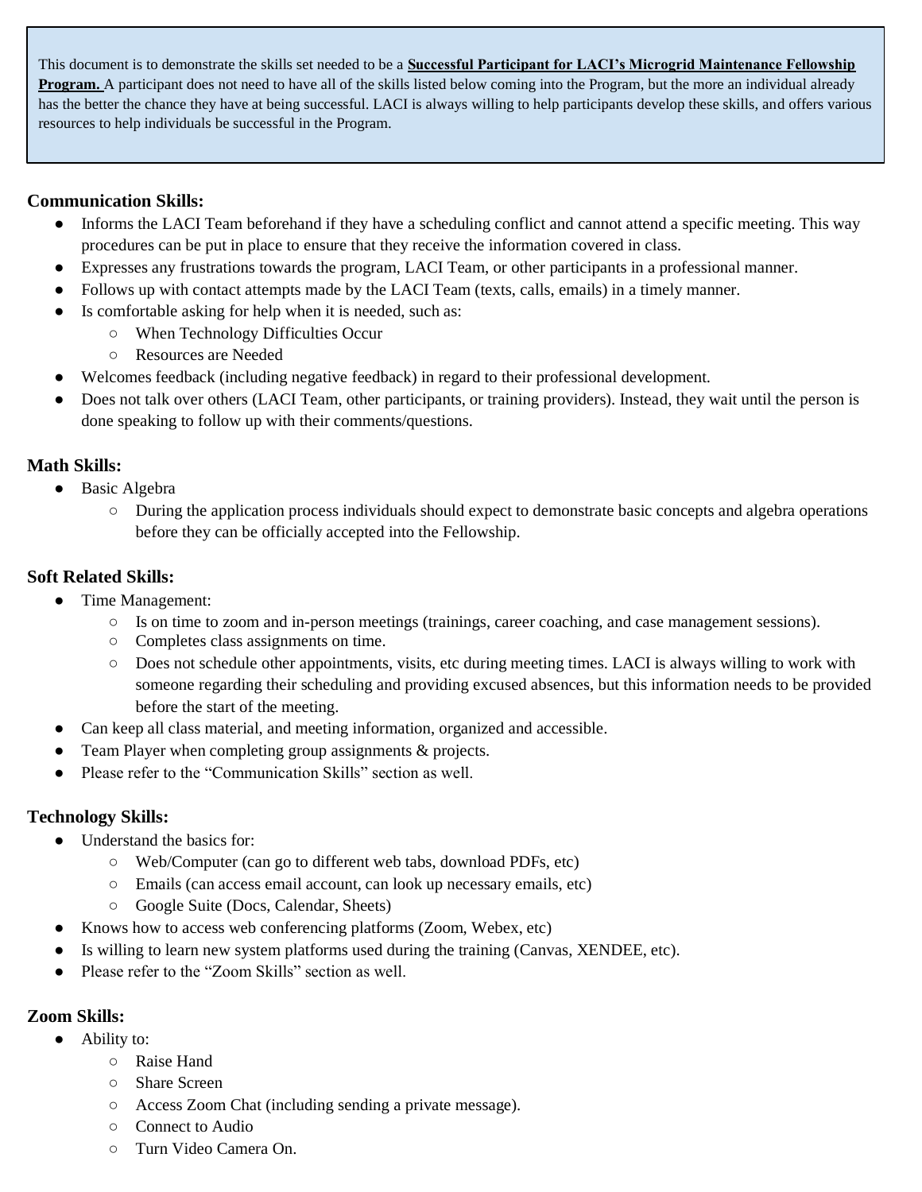This document is to demonstrate the skills set needed to be a **Successful Participant for LACI's Microgrid Maintenance Fellowship Program.** A participant does not need to have all of the skills listed below coming into the Program, but the more an individual already has the better the chance they have at being successful. LACI is always willing to help participants develop these skills, and offers various resources to help individuals be successful in the Program.

### Communication Skills:

- Informs the LACI Team beforehand if they have a scheduling conflict and cannot attend a specific meeting. This way procedures can be put in place to ensure that they receive the information covered in class.
- Expresses any frustrations towards the program, LACI Team, or other participants in a professional manner.
- Follows up with contact attempts made by the LACI Team (texts, calls, emails) in a timely manner.
- Is comfortable asking for help when it is needed, such as:
  - When Technology Difficulties Occur
  - Resources are Needed
- Welcomes feedback (including negative feedback) in regard to their professional development.
- Does not talk over others (LACI Team, other participants, or training providers). Instead, they wait until the person is done speaking to follow up with their comments/questions.

### Math Skills:

- Basic Algebra
  - During the application process individuals should expect to demonstrate basic concepts and algebra operations before they can be officially accepted into the Fellowship.

### Soft Related Skills:

- Time Management:
  - Is on time to zoom and in-person meetings (trainings, career coaching, and case management sessions).
  - Completes class assignments on time.
  - Does not schedule other appointments, visits, etc during meeting times. LACI is always willing to work with someone regarding their scheduling and providing excused absences, but this information needs to be provided before the start of the meeting.
- Can keep all class material, and meeting information, organized and accessible.
- Team Player when completing group assignments & projects.
- Please refer to the "Communication Skills" section as well.

### Technology Skills:

- Understand the basics for:
  - Web/Computer (can go to different web tabs, download PDFs, etc)
  - Emails (can access email account, can look up necessary emails, etc)
  - Google Suite (Docs, Calendar, Sheets)
- Knows how to access web conferencing platforms (Zoom, Webex, etc)
- Is willing to learn new system platforms used during the training (Canvas, XENDEE, etc).
- Please refer to the "Zoom Skills" section as well.

### Zoom Skills:

- Ability to:
  - Raise Hand
  - Share Screen
  - Access Zoom Chat (including sending a private message).
  - Connect to Audio
  - Turn Video Camera On.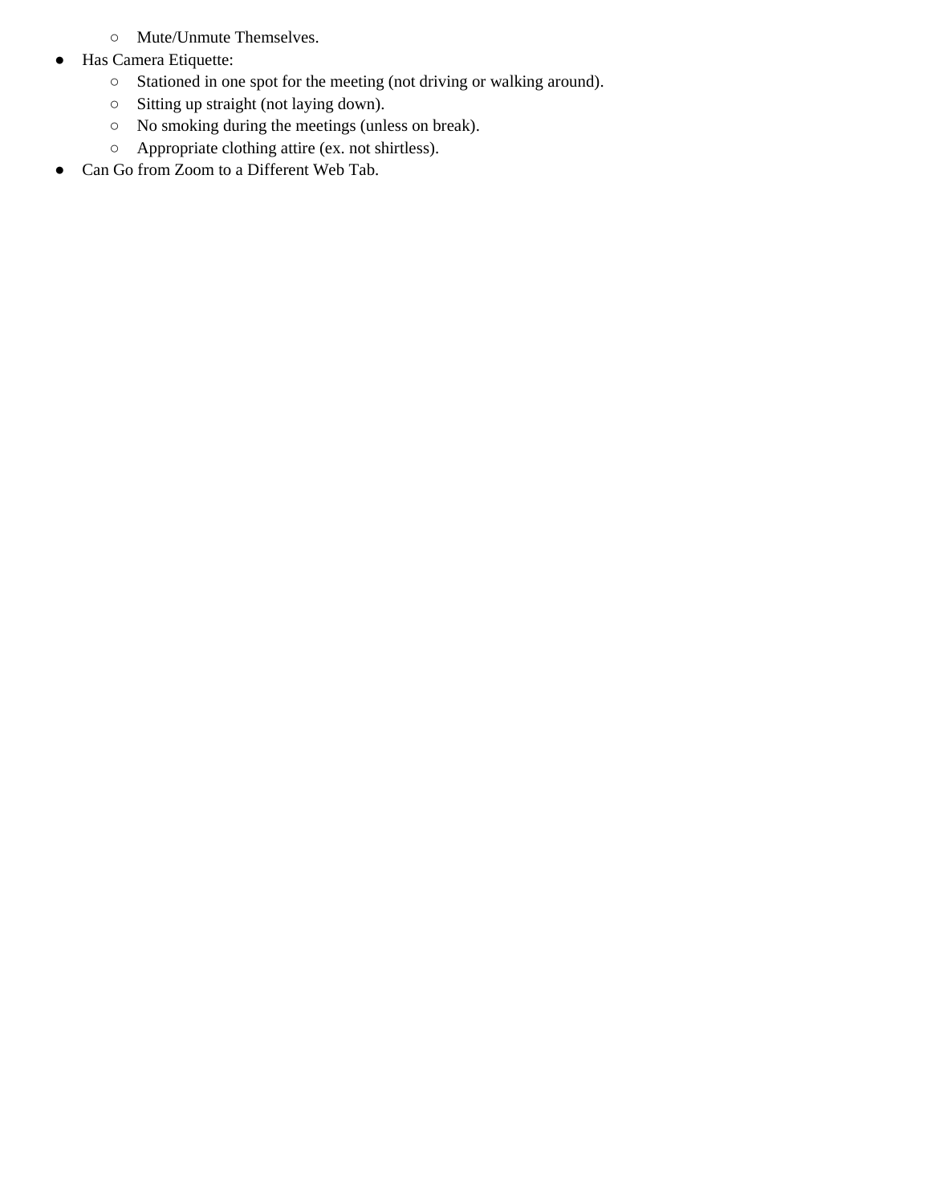- Mute/Unmute Themselves.
- Has Camera Etiquette:
    - Stationed in one spot for the meeting (not driving or walking around).
    - Sitting up straight (not laying down).
    - No smoking during the meetings (unless on break).
    - Appropriate clothing attire (ex. not shirtless).
- Can Go from Zoom to a Different Web Tab.